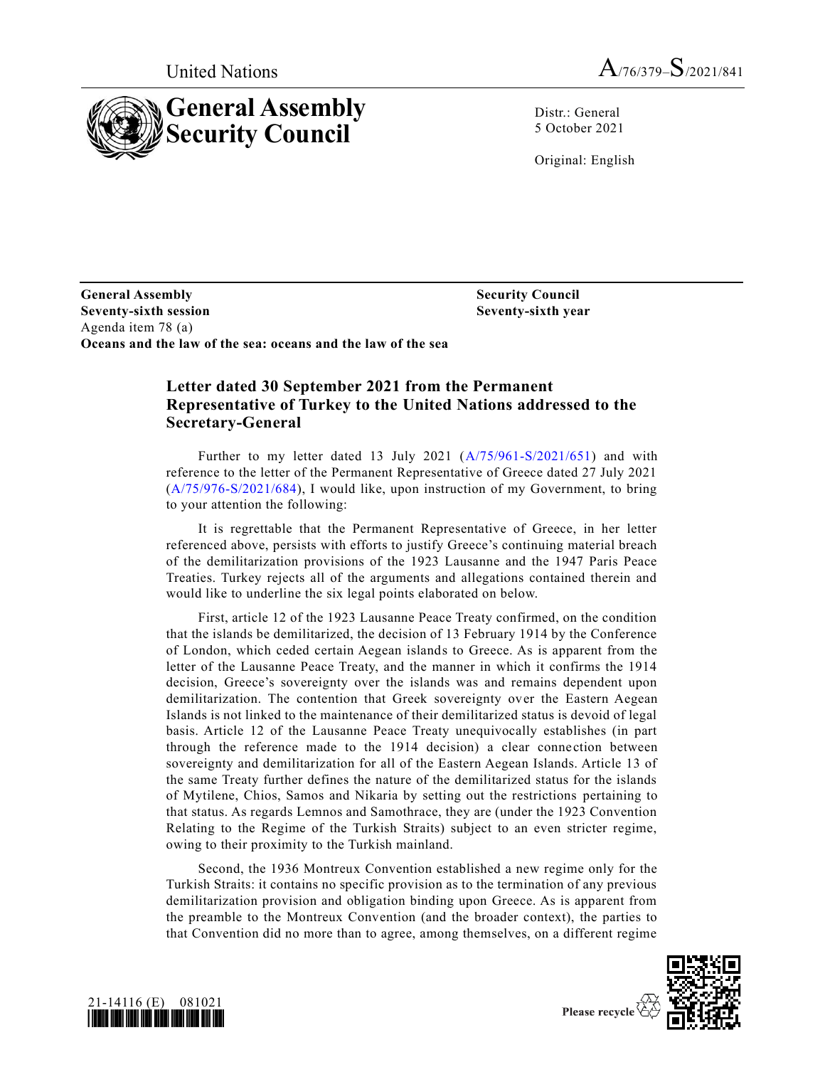United Nations A/76/379–S/2021/841

# General Assembly Security Council

Distr.: General
5 October 2021

Original: English

**General Assembly**
**Seventy-sixth session**
Agenda item 78 (a)
**Oceans and the law of the sea: oceans and the law of the sea**

**Security Council**
**Seventy-sixth year**

## Letter dated 30 September 2021 from the Permanent Representative of Turkey to the United Nations addressed to the Secretary-General

Further to my letter dated 13 July 2021 (A/75/961-S/2021/651) and with reference to the letter of the Permanent Representative of Greece dated 27 July 2021 (A/75/976-S/2021/684), I would like, upon instruction of my Government, to bring to your attention the following:

It is regrettable that the Permanent Representative of Greece, in her letter referenced above, persists with efforts to justify Greece's continuing material breach of the demilitarization provisions of the 1923 Lausanne and the 1947 Paris Peace Treaties. Turkey rejects all of the arguments and allegations contained therein and would like to underline the six legal points elaborated on below.

First, article 12 of the 1923 Lausanne Peace Treaty confirmed, on the condition that the islands be demilitarized, the decision of 13 February 1914 by the Conference of London, which ceded certain Aegean islands to Greece. As is apparent from the letter of the Lausanne Peace Treaty, and the manner in which it confirms the 1914 decision, Greece's sovereignty over the islands was and remains dependent upon demilitarization. The contention that Greek sovereignty over the Eastern Aegean Islands is not linked to the maintenance of their demilitarized status is devoid of legal basis. Article 12 of the Lausanne Peace Treaty unequivocally establishes (in part through the reference made to the 1914 decision) a clear connection between sovereignty and demilitarization for all of the Eastern Aegean Islands. Article 13 of the same Treaty further defines the nature of the demilitarized status for the islands of Mytilene, Chios, Samos and Nikaria by setting out the restrictions pertaining to that status. As regards Lemnos and Samothrace, they are (under the 1923 Convention Relating to the Regime of the Turkish Straits) subject to an even stricter regime, owing to their proximity to the Turkish mainland.

Second, the 1936 Montreux Convention established a new regime only for the Turkish Straits: it contains no specific provision as to the termination of any previous demilitarization provision and obligation binding upon Greece. As is apparent from the preamble to the Montreux Convention (and the broader context), the parties to that Convention did no more than to agree, among themselves, on a different regime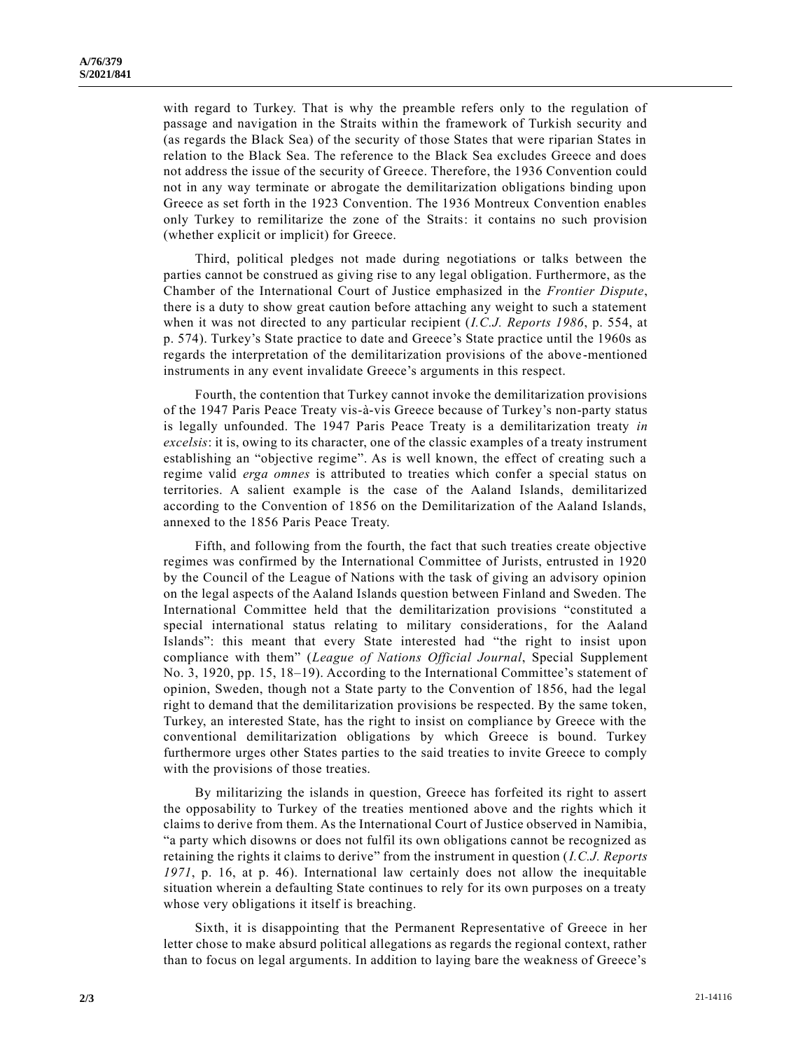with regard to Turkey. That is why the preamble refers only to the regulation of passage and navigation in the Straits within the framework of Turkish security and (as regards the Black Sea) of the security of those States that were riparian States in relation to the Black Sea. The reference to the Black Sea excludes Greece and does not address the issue of the security of Greece. Therefore, the 1936 Convention could not in any way terminate or abrogate the demilitarization obligations binding upon Greece as set forth in the 1923 Convention. The 1936 Montreux Convention enables only Turkey to remilitarize the zone of the Straits: it contains no such provision (whether explicit or implicit) for Greece.

Third, political pledges not made during negotiations or talks between the parties cannot be construed as giving rise to any legal obligation. Furthermore, as the Chamber of the International Court of Justice emphasized in the *Frontier Dispute*, there is a duty to show great caution before attaching any weight to such a statement when it was not directed to any particular recipient (*I.C.J. Reports 1986*, p. 554, at p. 574). Turkey's State practice to date and Greece's State practice until the 1960s as regards the interpretation of the demilitarization provisions of the above-mentioned instruments in any event invalidate Greece's arguments in this respect.

Fourth, the contention that Turkey cannot invoke the demilitarization provisions of the 1947 Paris Peace Treaty vis-à-vis Greece because of Turkey's non-party status is legally unfounded. The 1947 Paris Peace Treaty is a demilitarization treaty *in excelsis*: it is, owing to its character, one of the classic examples of a treaty instrument establishing an "objective regime". As is well known, the effect of creating such a regime valid *erga omnes* is attributed to treaties which confer a special status on territories. A salient example is the case of the Aaland Islands, demilitarized according to the Convention of 1856 on the Demilitarization of the Aaland Islands, annexed to the 1856 Paris Peace Treaty.

Fifth, and following from the fourth, the fact that such treaties create objective regimes was confirmed by the International Committee of Jurists, entrusted in 1920 by the Council of the League of Nations with the task of giving an advisory opinion on the legal aspects of the Aaland Islands question between Finland and Sweden. The International Committee held that the demilitarization provisions "constituted a special international status relating to military considerations, for the Aaland Islands": this meant that every State interested had "the right to insist upon compliance with them" (*League of Nations Official Journal*, Special Supplement No. 3, 1920, pp. 15, 18–19). According to the International Committee's statement of opinion, Sweden, though not a State party to the Convention of 1856, had the legal right to demand that the demilitarization provisions be respected. By the same token, Turkey, an interested State, has the right to insist on compliance by Greece with the conventional demilitarization obligations by which Greece is bound. Turkey furthermore urges other States parties to the said treaties to invite Greece to comply with the provisions of those treaties.

By militarizing the islands in question, Greece has forfeited its right to assert the opposability to Turkey of the treaties mentioned above and the rights which it claims to derive from them. As the International Court of Justice observed in Namibia, "a party which disowns or does not fulfil its own obligations cannot be recognized as retaining the rights it claims to derive" from the instrument in question (*I.C.J. Reports 1971*, p. 16, at p. 46). International law certainly does not allow the inequitable situation wherein a defaulting State continues to rely for its own purposes on a treaty whose very obligations it itself is breaching.

Sixth, it is disappointing that the Permanent Representative of Greece in her letter chose to make absurd political allegations as regards the regional context, rather than to focus on legal arguments. In addition to laying bare the weakness of Greece's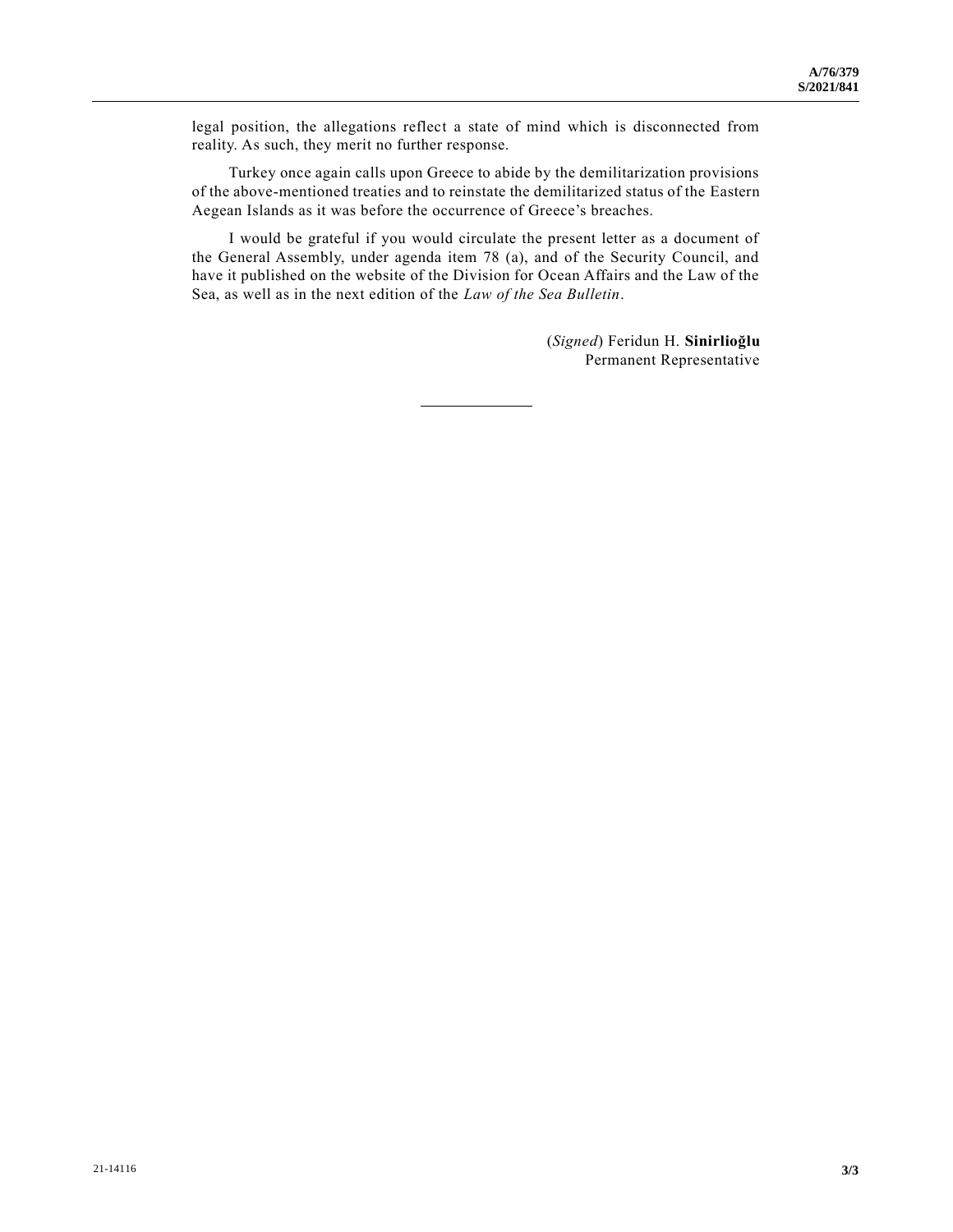legal position, the allegations reflect a state of mind which is disconnected from reality. As such, they merit no further response.

Turkey once again calls upon Greece to abide by the demilitarization provisions of the above-mentioned treaties and to reinstate the demilitarized status of the Eastern Aegean Islands as it was before the occurrence of Greece's breaches.

I would be grateful if you would circulate the present letter as a document of the General Assembly, under agenda item 78 (a), and of the Security Council, and have it published on the website of the Division for Ocean Affairs and the Law of the Sea, as well as in the next edition of the *Law of the Sea Bulletin*.

(*Signed*) Feridun H. **Sinirlioğlu**
Permanent Representative